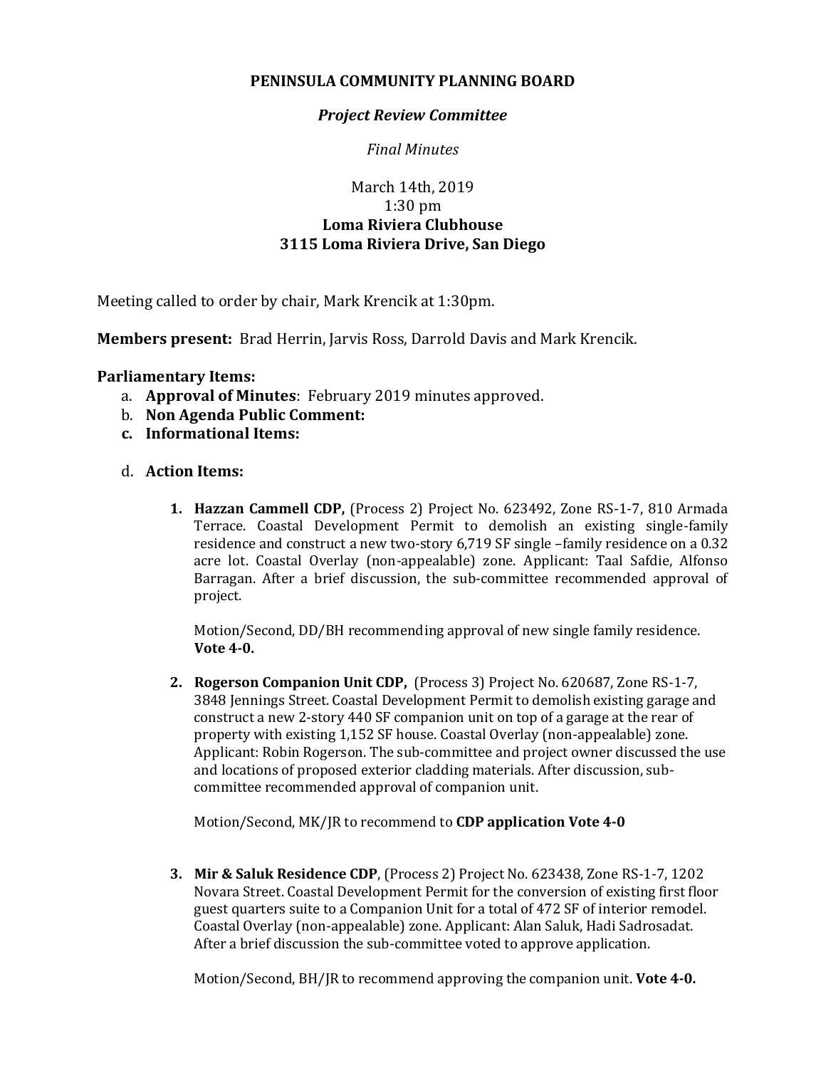**PENINSULA COMMUNITY PLANNING BOARD**

***Project Review Committee***

*Final Minutes*

March 14th, 2019
1:30 pm
**Loma Riviera Clubhouse**
**3115 Loma Riviera Drive, San Diego**

Meeting called to order by chair, Mark Krencik at 1:30pm.

**Members present:** Brad Herrin, Jarvis Ross, Darrold Davis and Mark Krencik.

**Parliamentary Items:**

a. **Approval of Minutes**: February 2019 minutes approved.
b. **Non Agenda Public Comment:**
c. **Informational Items:**

d. **Action Items:**

1. **Hazzan Cammell CDP,** (Process 2) Project No. 623492, Zone RS-1-7, 810 Armada Terrace. Coastal Development Permit to demolish an existing single-family residence and construct a new two-story 6,719 SF single –family residence on a 0.32 acre lot. Coastal Overlay (non-appealable) zone. Applicant: Taal Safdie, Alfonso Barragan. After a brief discussion, the sub-committee recommended approval of project.

   Motion/Second, DD/BH recommending approval of new single family residence. **Vote 4-0.**

2. **Rogerson Companion Unit CDP,** (Process 3) Project No. 620687, Zone RS-1-7, 3848 Jennings Street. Coastal Development Permit to demolish existing garage and construct a new 2-story 440 SF companion unit on top of a garage at the rear of property with existing 1,152 SF house. Coastal Overlay (non-appealable) zone. Applicant: Robin Rogerson. The sub-committee and project owner discussed the use and locations of proposed exterior cladding materials. After discussion, sub-committee recommended approval of companion unit.

   Motion/Second, MK/JR to recommend to **CDP application Vote 4-0**

3. **Mir & Saluk Residence CDP**, (Process 2) Project No. 623438, Zone RS-1-7, 1202 Novara Street. Coastal Development Permit for the conversion of existing first floor guest quarters suite to a Companion Unit for a total of 472 SF of interior remodel. Coastal Overlay (non-appealable) zone. Applicant: Alan Saluk, Hadi Sadrosadat. After a brief discussion the sub-committee voted to approve application.

   Motion/Second, BH/JR to recommend approving the companion unit. **Vote 4-0.**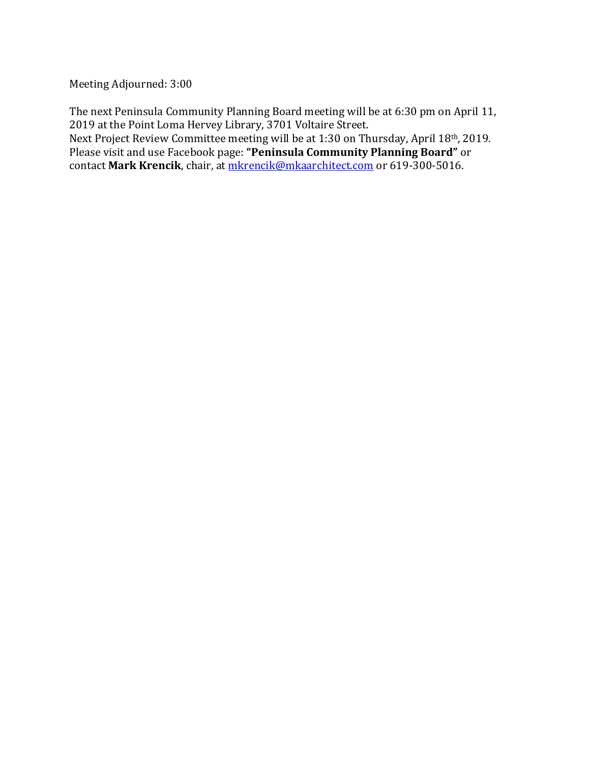Meeting Adjourned: 3:00

The next Peninsula Community Planning Board meeting will be at 6:30 pm on April 11, 2019 at the Point Loma Hervey Library, 3701 Voltaire Street.
Next Project Review Committee meeting will be at 1:30 on Thursday, April 18th, 2019.
Please visit and use Facebook page: **"Peninsula Community Planning Board"** or contact **Mark Krencik**, chair, at mkrencik@mkaarchitect.com or 619-300-5016.